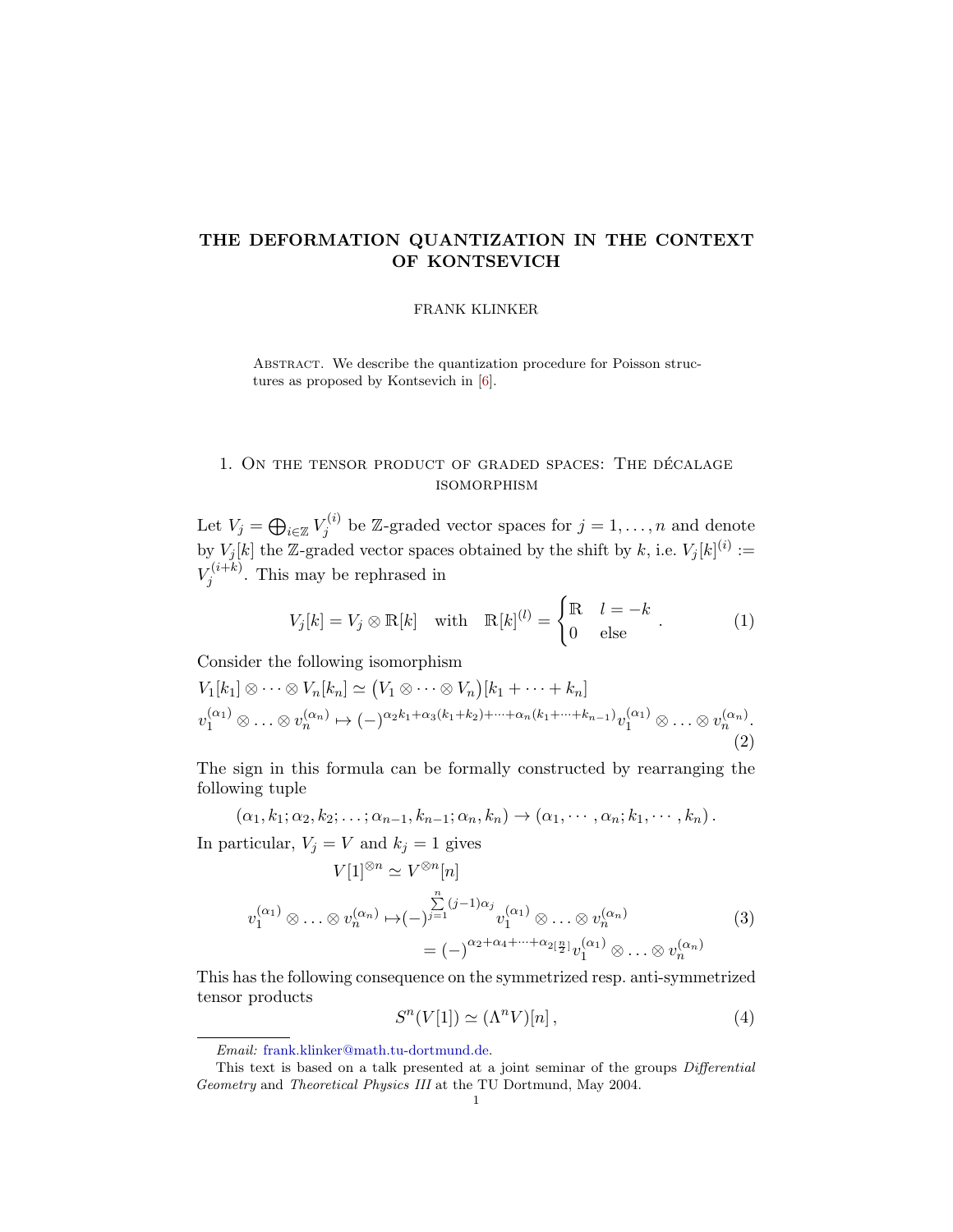# THE DEFORMATION QUANTIZATION IN THE CONTEXT OF KONTSEVICH

FRANK KLINKER

Abstract. We describe the quantization procedure for Poisson structures as proposed by Kontsevich in [6].

## 1. On the tensor product of graded spaces: The décalage isomorphism

Let $V_j = \bigoplus_{i\in\mathbb{Z}} V_j^{(i)}$ be $\mathbb{Z}$-graded vector spaces for $j = 1,\ldots,n$ and denote by $V_j[k]$ the $\mathbb{Z}$-graded vector spaces obtained by the shift by $k$, i.e. $V_j[k]^{(i)} := V_j^{(i+k)}$. This may be rephrased in

$$V_j[k] = V_j \otimes \mathbb{R}[k] \quad \text{with} \quad \mathbb{R}[k]^{(l)} = \begin{cases} \mathbb{R} & l = -k \\ 0 & \text{else} \end{cases}. \tag{1}$$

Consider the following isomorphism

$$\begin{aligned} &V_1[k_1]\otimes\cdots\otimes V_n[k_n] \simeq \big(V_1\otimes\cdots\otimes V_n\big)[k_1+\cdots+k_n] \\ &v_1^{(\alpha_1)}\otimes\ldots\otimes v_n^{(\alpha_n)} \mapsto (-)^{\alpha_2 k_1 + \alpha_3(k_1+k_2)+\cdots+\alpha_n(k_1+\cdots+k_{n-1})} v_1^{(\alpha_1)}\otimes\ldots\otimes v_n^{(\alpha_n)}. \end{aligned} \tag{2}$$

The sign in this formula can be formally constructed by rearranging the following tuple

$$(\alpha_1,k_1;\alpha_2,k_2;\ldots;\alpha_{n-1},k_{n-1};\alpha_n,k_n) \to (\alpha_1,\cdots,\alpha_n;k_1,\cdots,k_n).$$

In particular, $V_j = V$ and $k_j = 1$ gives

$$\begin{aligned} V[1]^{\otimes n} &\simeq V^{\otimes n}[n] \\ v_1^{(\alpha_1)}\otimes\ldots\otimes v_n^{(\alpha_n)} &\mapsto (-)^{\sum_{j=1}^{n}(j-1)\alpha_j} v_1^{(\alpha_1)}\otimes\ldots\otimes v_n^{(\alpha_n)} \\ &= (-)^{\alpha_2+\alpha_4+\cdots+\alpha_{2[\frac{n}{2}]}} v_1^{(\alpha_1)}\otimes\ldots\otimes v_n^{(\alpha_n)} \end{aligned} \tag{3}$$

This has the following consequence on the symmetrized resp. anti-symmetrized tensor products

$$S^n(V[1]) \simeq (\Lambda^n V)[n]\,, \tag{4}$$

---

*Email:* frank.klinker@math.tu-dortmund.de.

This text is based on a talk presented at a joint seminar of the groups *Differential Geometry* and *Theoretical Physics III* at the TU Dortmund, May 2004.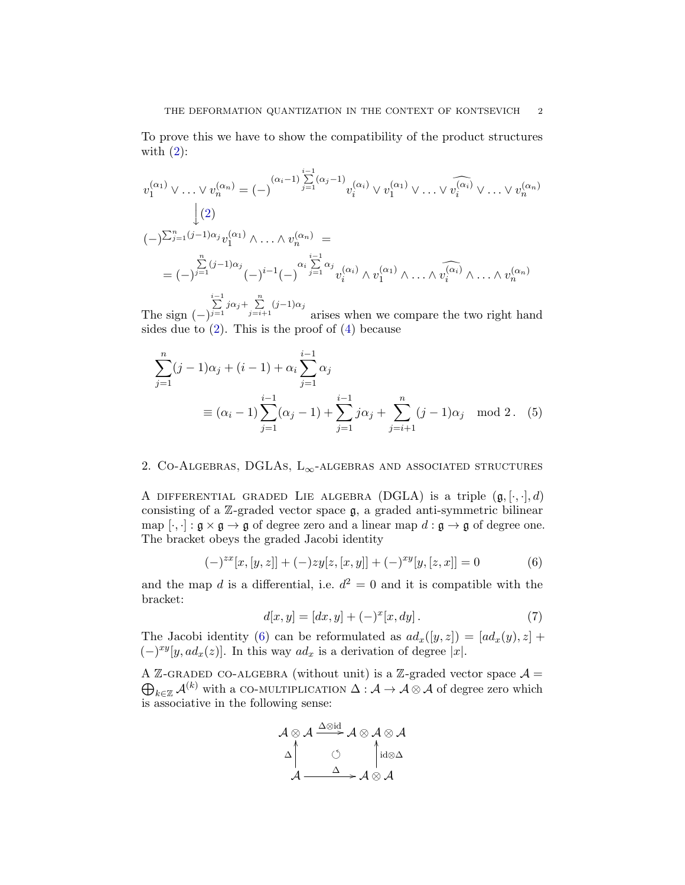To prove this we have to show the compatibility of the product structures with (2):

$$
v_1^{(\alpha_1)} \vee \ldots \vee v_n^{(\alpha_n)} = (-)^{(\alpha_i - 1)\sum\limits_{j=1}^{i-1}(\alpha_j - 1)} v_i^{(\alpha_i)} \vee v_1^{(\alpha_1)} \vee \ldots \vee \widehat{v_i^{(\alpha_i)}} \vee \ldots \vee v_n^{(\alpha_n)}
$$

$$
\Big\downarrow (2)
$$

$$
\begin{aligned}
&(-)^{\sum_{j=1}^n (j-1)\alpha_j} v_1^{(\alpha_1)} \wedge \ldots \wedge v_n^{(\alpha_n)} = \\
&\quad = (-)^{\sum\limits_{j=1}^{n}(j-1)\alpha_j} (-)^{i-1} (-)^{\alpha_i \sum\limits_{j=1}^{i-1} \alpha_j} v_i^{(\alpha_i)} \wedge v_1^{(\alpha_1)} \wedge \ldots \wedge \widehat{v_i^{(\alpha_i)}} \wedge \ldots \wedge v_n^{(\alpha_n)}
\end{aligned}
$$

The sign $(-)^{\sum\limits_{j=1}^{i-1} j\alpha_j + \sum\limits_{j=i+1}^{n}(j-1)\alpha_j}$ arises when we compare the two right hand sides due to (2). This is the proof of (4) because

$$
\begin{aligned}
\sum_{j=1}^{n}(j-1)\alpha_j + (i-1) + \alpha_i \sum_{j=1}^{i-1}\alpha_j& \\
\equiv (\alpha_i - 1)\sum_{j=1}^{i-1}(\alpha_j - 1) + \sum_{j=1}^{i-1} j\alpha_j + \sum_{j=i+1}^{n}(j-1)\alpha_j& \mod 2\,. \quad (5)
\end{aligned}
$$

## 2. Co-Algebras, DGLAs, L$_\infty$-algebras and associated structures

A differential graded Lie algebra (DGLA) is a triple $(\mathfrak{g}, [\cdot,\cdot], d)$ consisting of a $\mathbb{Z}$-graded vector space $\mathfrak{g}$, a graded anti-symmetric bilinear map $[\cdot,\cdot] : \mathfrak{g} \times \mathfrak{g} \to \mathfrak{g}$ of degree zero and a linear map $d : \mathfrak{g} \to \mathfrak{g}$ of degree one. The bracket obeys the graded Jacobi identity

$$
(-)^{zx}[x,[y,z]] + (-)zy[z,[x,y]] + (-)^{xy}[y,[z,x]] = 0 \qquad (6)
$$

and the map $d$ is a differential, i.e. $d^2 = 0$ and it is compatible with the bracket:

$$
d[x,y] = [dx, y] + (-)^x [x, dy]\,. \qquad (7)
$$

The Jacobi identity (6) can be reformulated as $ad_x([y,z]) = [ad_x(y), z] + (-)^{xy}[y, ad_x(z)]$. In this way $ad_x$ is a derivation of degree $|x|$.

A $\mathbb{Z}$-graded co-algebra (without unit) is a $\mathbb{Z}$-graded vector space $\mathcal{A} = \bigoplus_{k\in\mathbb{Z}} \mathcal{A}^{(k)}$ with a co-multiplication $\Delta : \mathcal{A} \to \mathcal{A} \otimes \mathcal{A}$ of degree zero which is associative in the following sense:

$$
\begin{array}{ccc}
\mathcal{A}\otimes\mathcal{A} & \xrightarrow{\Delta\otimes\mathrm{id}} & \mathcal{A}\otimes\mathcal{A}\otimes\mathcal{A} \\
\Delta \uparrow & \circlearrowleft & \uparrow \mathrm{id}\otimes\Delta \\
\mathcal{A} & \xrightarrow{\quad\Delta\quad} & \mathcal{A}\otimes\mathcal{A}
\end{array}
$$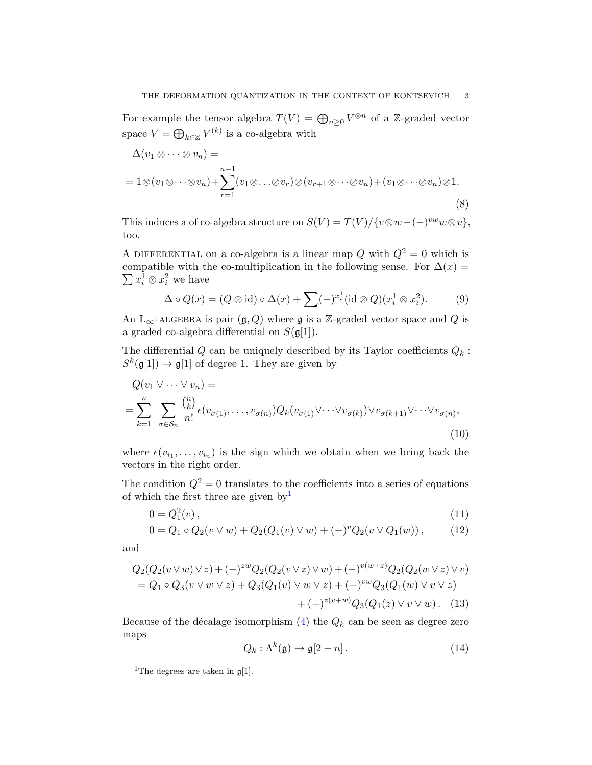For example the tensor algebra $T(V) = \bigoplus_{n\geq 0} V^{\otimes n}$ of a $\mathbb{Z}$-graded vector space $V = \bigoplus_{k\in\mathbb{Z}} V^{(k)}$ is a co-algebra with

$$\Delta(v_1 \otimes \cdots \otimes v_n) =$$
$$= 1\otimes(v_1\otimes\cdots\otimes v_n)+\sum_{r=1}^{n-1}(v_1\otimes\ldots\otimes v_r)\otimes(v_{r+1}\otimes\cdots\otimes v_n)+(v_1\otimes\cdots\otimes v_n)\otimes 1. \tag{8}$$

This induces a of co-algebra structure on $S(V) = T(V)/\{v\otimes w - (-)^{vw} w\otimes v\}$, too.

A DIFFERENTIAL on a co-algebra is a linear map $Q$ with $Q^2 = 0$ which is compatible with the co-multiplication in the following sense. For $\Delta(x) = \sum x_i^1 \otimes x_i^2$ we have

$$\Delta \circ Q(x) = (Q \otimes \mathrm{id}) \circ \Delta(x) + \sum (-)^{x_i^1} (\mathrm{id} \otimes Q)(x_i^1 \otimes x_i^2). \tag{9}$$

An L$_\infty$-ALGEBRA is pair $(\mathfrak{g}, Q)$ where $\mathfrak{g}$ is a $\mathbb{Z}$-graded vector space and $Q$ is a graded co-algebra differential on $S(\mathfrak{g}[1])$.

The differential $Q$ can be uniquely described by its Taylor coefficients $Q_k : S^k(\mathfrak{g}[1]) \to \mathfrak{g}[1]$ of degree 1. They are given by

$$Q(v_1 \vee \cdots \vee v_n) =$$
$$= \sum_{k=1}^{n} \sum_{\sigma\in\mathcal{S}_n} \frac{\binom{n}{k}}{n!} \epsilon(v_{\sigma(1)}, \ldots, v_{\sigma(n)}) Q_k(v_{\sigma(1)}\vee\cdots\vee v_{\sigma(k)})\vee v_{\sigma(k+1)}\vee\cdots\vee v_{\sigma(n)}, \tag{10}$$

where $\epsilon(v_{i_1}, \ldots, v_{i_n})$ is the sign which we obtain when we bring back the vectors in the right order.

The condition $Q^2 = 0$ translates to the coefficients into a series of equations of which the first three are given by[1]

$$0 = Q_1^2(v)\,, \tag{11}$$
$$0 = Q_1 \circ Q_2(v \vee w) + Q_2(Q_1(v) \vee w) + (-)^v Q_2(v \vee Q_1(w))\,, \tag{12}$$

and

$$\begin{aligned} &Q_2(Q_2(v\vee w)\vee z) + (-)^{zw} Q_2(Q_2(v\vee z)\vee w) + (-)^{v(w+z)} Q_2(Q_2(w\vee z)\vee v) \\ &= Q_1 \circ Q_3(v\vee w\vee z) + Q_3(Q_1(v)\vee w\vee z) + (-)^{vw} Q_3(Q_1(w)\vee v\vee z) \\ &\qquad + (-)^{z(v+w)} Q_3(Q_1(z)\vee v\vee w)\,. \end{aligned} \tag{13}$$

Because of the décalage isomorphism (4) the $Q_k$ can be seen as degree zero maps

$$Q_k : \Lambda^k(\mathfrak{g}) \to \mathfrak{g}[2-n]\,. \tag{14}$$

[1] The degrees are taken in $\mathfrak{g}[1]$.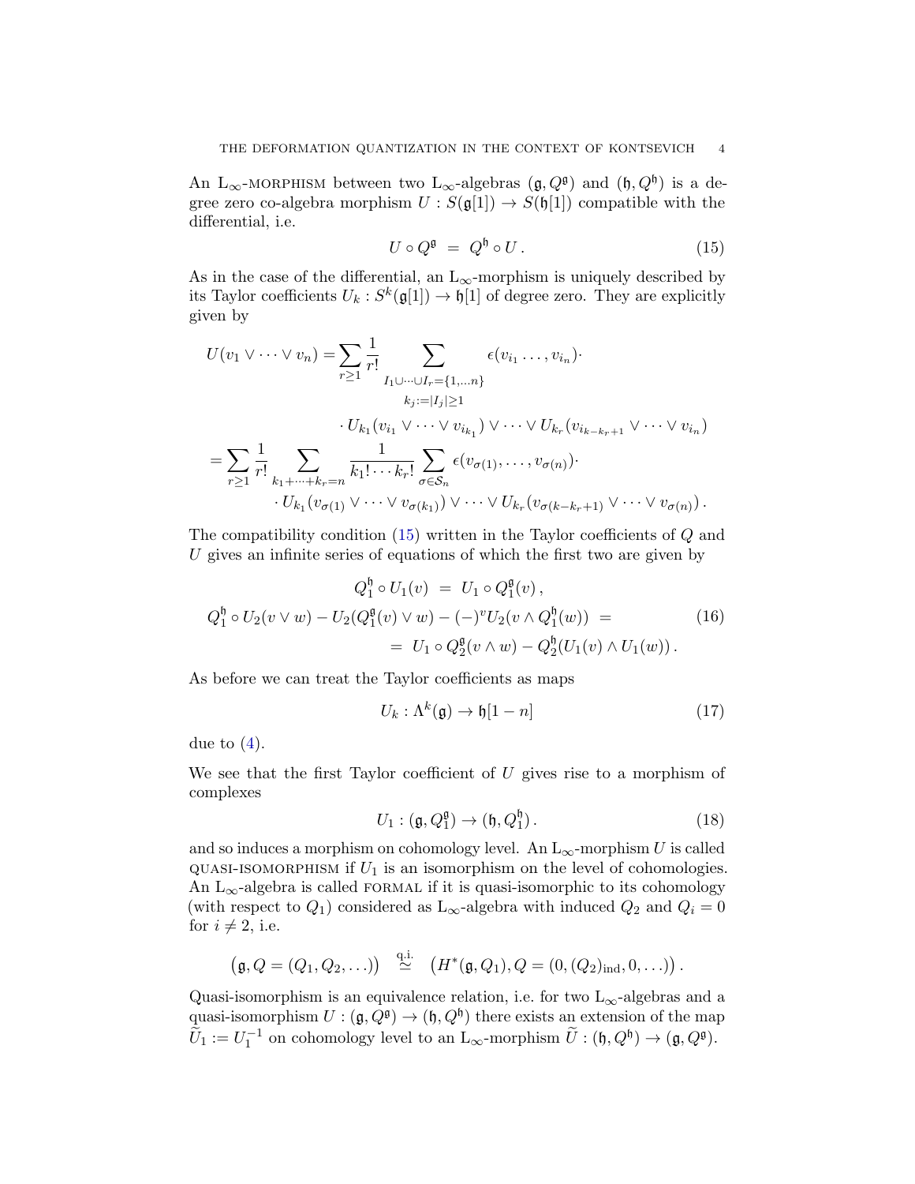An $\mathrm{L}_\infty$-MORPHISM between two $\mathrm{L}_\infty$-algebras $(\mathfrak{g}, Q^{\mathfrak{g}})$ and $(\mathfrak{h}, Q^{\mathfrak{h}})$ is a degree zero co-algebra morphism $U : S(\mathfrak{g}[1]) \to S(\mathfrak{h}[1])$ compatible with the differential, i.e.

$$U \circ Q^{\mathfrak{g}} \;=\; Q^{\mathfrak{h}} \circ U\,. \tag{15}$$

As in the case of the differential, an $\mathrm{L}_\infty$-morphism is uniquely described by its Taylor coefficients $U_k : S^k(\mathfrak{g}[1]) \to \mathfrak{h}[1]$ of degree zero. They are explicitly given by

$$\begin{aligned}
U(v_1 \vee \cdots \vee v_n) =& \sum_{r\geq 1} \frac{1}{r!} \sum_{\substack{I_1\cup\cdots\cup I_r=\{1,\ldots n\}\\ k_j:=|I_j|\geq 1}} \epsilon(v_{i_1}\ldots, v_{i_n})\cdot \\
&\cdot U_{k_1}(v_{i_1}\vee\cdots\vee v_{i_{k_1}}) \vee \cdots \vee U_{k_r}(v_{i_{k-k_r+1}}\vee\cdots\vee v_{i_n}) \\
=& \sum_{r\geq 1} \frac{1}{r!} \sum_{k_1+\cdots+k_r=n} \frac{1}{k_1!\cdots k_r!} \sum_{\sigma\in\mathcal{S}_n} \epsilon(v_{\sigma(1)},\ldots,v_{\sigma(n)})\cdot \\
&\cdot U_{k_1}(v_{\sigma(1)}\vee\cdots\vee v_{\sigma(k_1)}) \vee \cdots \vee U_{k_r}(v_{\sigma(k-k_r+1)}\vee\cdots\vee v_{\sigma(n)})\,.
\end{aligned}$$

The compatibility condition (15) written in the Taylor coefficients of $Q$ and $U$ gives an infinite series of equations of which the first two are given by

$$\begin{aligned}
Q_1^{\mathfrak{h}} \circ U_1(v) \;&=\; U_1 \circ Q_1^{\mathfrak{g}}(v)\,, \\
Q_1^{\mathfrak{h}} \circ U_2(v\vee w) - U_2(Q_1^{\mathfrak{g}}(v)\vee w) - (-)^v U_2(v \wedge Q_1^{\mathfrak{h}}(w)) \;&=\; \\
=\; U_1 \circ Q_2^{\mathfrak{g}}(v\wedge w) &- Q_2^{\mathfrak{h}}(U_1(v)\wedge U_1(w))\,.
\end{aligned} \tag{16}$$

As before we can treat the Taylor coefficients as maps

$$U_k : \Lambda^k(\mathfrak{g}) \to \mathfrak{h}[1-n] \tag{17}$$

due to (4).

We see that the first Taylor coefficient of $U$ gives rise to a morphism of complexes

$$U_1 : (\mathfrak{g}, Q_1^{\mathfrak{g}}) \to (\mathfrak{h}, Q_1^{\mathfrak{h}})\,. \tag{18}$$

and so induces a morphism on cohomology level. An $\mathrm{L}_\infty$-morphism $U$ is called QUASI-ISOMORPHISM if $U_1$ is an isomorphism on the level of cohomologies. An $\mathrm{L}_\infty$-algebra is called FORMAL if it is quasi-isomorphic to its cohomology (with respect to $Q_1$) considered as $\mathrm{L}_\infty$-algebra with induced $Q_2$ and $Q_i = 0$ for $i \neq 2$, i.e.

$$\big(\mathfrak{g}, Q = (Q_1, Q_2, \ldots)\big) \;\stackrel{\text{q.i.}}{\simeq}\; \big(H^*(\mathfrak{g}, Q_1), Q = (0, (Q_2)_{\text{ind}}, 0, \ldots)\big)\,.$$

Quasi-isomorphism is an equivalence relation, i.e. for two $\mathrm{L}_\infty$-algebras and a quasi-isomorphism $U : (\mathfrak{g}, Q^{\mathfrak{g}}) \to (\mathfrak{h}, Q^{\mathfrak{h}})$ there exists an extension of the map $\widetilde{U}_1 := U_1^{-1}$ on cohomology level to an $\mathrm{L}_\infty$-morphism $\widetilde{U} : (\mathfrak{h}, Q^{\mathfrak{h}}) \to (\mathfrak{g}, Q^{\mathfrak{g}})$.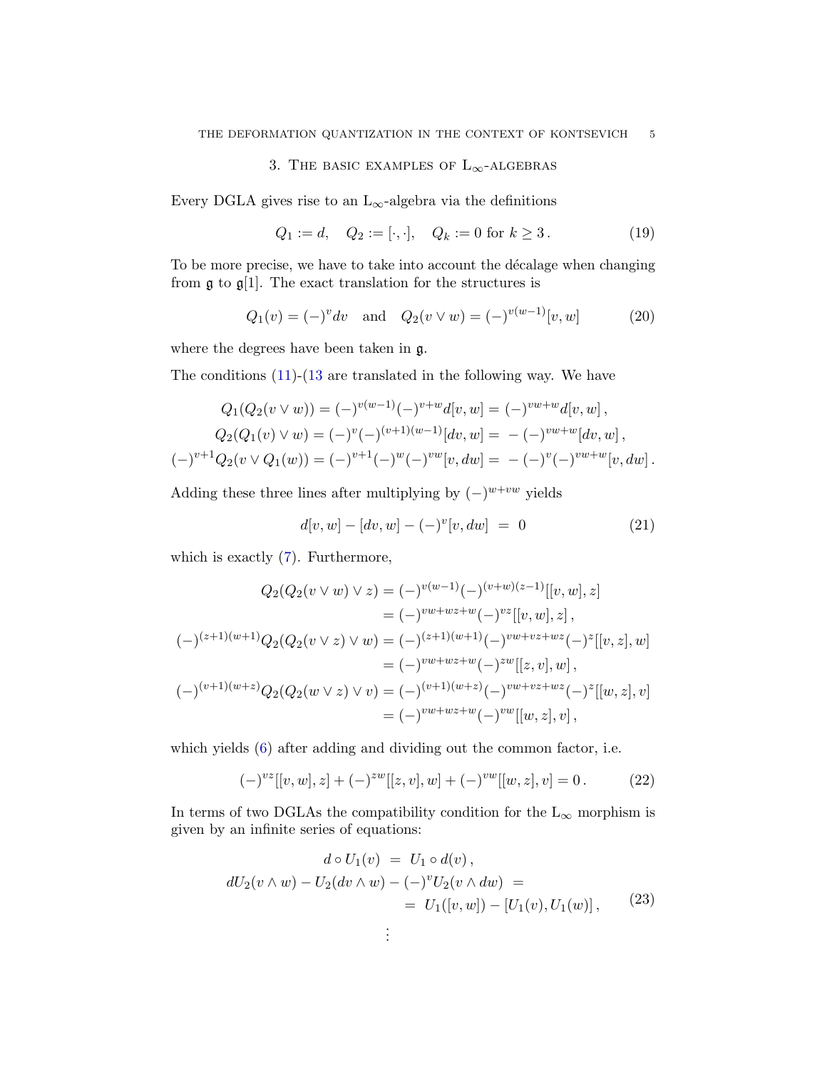## 3. The basic examples of $L_\infty$-algebras

Every DGLA gives rise to an $L_\infty$-algebra via the definitions

$$Q_1 := d, \quad Q_2 := [\cdot,\cdot], \quad Q_k := 0 \text{ for } k \geq 3\,. \tag{19}$$

To be more precise, we have to take into account the décalage when changing from $\mathfrak{g}$ to $\mathfrak{g}[1]$. The exact translation for the structures is

$$Q_1(v) = (-)^v dv \quad \text{and} \quad Q_2(v \vee w) = (-)^{v(w-1)}[v,w] \tag{20}$$

where the degrees have been taken in $\mathfrak{g}$.

The conditions (11)-(13 are translated in the following way. We have

$$\begin{aligned}
Q_1(Q_2(v\vee w)) &= (-)^{v(w-1)}(-)^{v+w} d[v,w] = (-)^{vw+w} d[v,w]\,,\\
Q_2(Q_1(v)\vee w) &= (-)^v(-)^{(v+1)(w-1)}[dv,w] = \,-\,(-)^{vw+w}[dv,w]\,,\\
(-)^{v+1}Q_2(v\vee Q_1(w)) &= (-)^{v+1}(-)^w(-)^{vw}[v,dw] = \,-\,(-)^v(-)^{vw+w}[v,dw]\,.
\end{aligned}$$

Adding these three lines after multiplying by $(-)^{w+vw}$ yields

$$d[v,w] - [dv,w] - (-)^v[v,dw] \;=\; 0 \tag{21}$$

which is exactly (7). Furthermore,

$$\begin{aligned}
Q_2(Q_2(v\vee w)\vee z) &= (-)^{v(w-1)}(-)^{(v+w)(z-1)}[[v,w],z]\\
&= (-)^{vw+wz+w}(-)^{vz}[[v,w],z]\,,\\
(-)^{(z+1)(w+1)}Q_2(Q_2(v\vee z)\vee w) &= (-)^{(z+1)(w+1)}(-)^{vw+vz+wz}(-)^z[[v,z],w]\\
&= (-)^{vw+wz+w}(-)^{zw}[[z,v],w]\,,\\
(-)^{(v+1)(w+z)}Q_2(Q_2(w\vee z)\vee v) &= (-)^{(v+1)(w+z)}(-)^{vw+vz+wz}(-)^z[[w,z],v]\\
&= (-)^{vw+wz+w}(-)^{vw}[[w,z],v]\,,
\end{aligned}$$

which yields (6) after adding and dividing out the common factor, i.e.

$$(-)^{vz}[[v,w],z] + (-)^{zw}[[z,v],w] + (-)^{vw}[[w,z],v] = 0\,. \tag{22}$$

In terms of two DGLAs the compatibility condition for the $L_\infty$ morphism is given by an infinite series of equations:

$$\begin{aligned}
d\circ U_1(v) \;&=\; U_1\circ d(v)\,,\\
dU_2(v\wedge w) - U_2(dv\wedge w) - (-)^v U_2(v\wedge dw) \;&=\\
&=\; U_1([v,w]) - [U_1(v),U_1(w)]\,,\\
&\;\;\vdots
\end{aligned} \tag{23}$$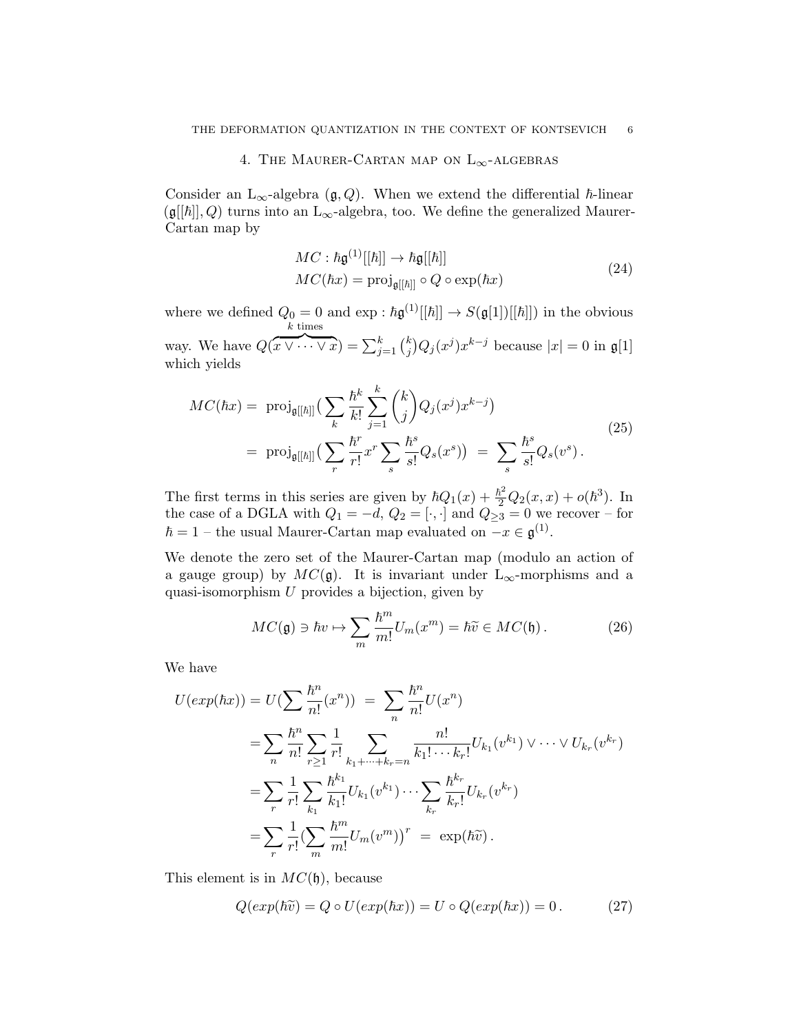## 4. The Maurer-Cartan map on $\mathrm{L}_\infty$-algebras

Consider an $\mathrm{L}_\infty$-algebra $(\mathfrak{g}, Q)$. When we extend the differential $\hbar$-linear $(\mathfrak{g}[[\hbar]], Q)$ turns into an $\mathrm{L}_\infty$-algebra, too. We define the generalized Maurer-Cartan map by

$$
\begin{aligned}
&MC : \hbar\mathfrak{g}^{(1)}[[\hbar]] \to \hbar\mathfrak{g}[[\hbar]] \\
&MC(\hbar x) = \mathrm{proj}_{\mathfrak{g}[[\hbar]]} \circ Q \circ \exp(\hbar x)
\end{aligned}
\tag{24}
$$

where we defined $Q_0 = 0$ and $\exp : \hbar\mathfrak{g}^{(1)}[[\hbar]] \to S(\mathfrak{g}[1])[[\hbar]])$ in the obvious way. We have $Q(\overbrace{x \vee \cdots \vee x}^{k \text{ times}}) = \sum_{j=1}^{k} \binom{k}{j} Q_j(x^j)x^{k-j}$ because $|x| = 0$ in $\mathfrak{g}[1]$ which yields

$$
\begin{aligned}
MC(\hbar x) = &\ \mathrm{proj}_{\mathfrak{g}[[\hbar]]}\big( \sum_k \frac{\hbar^k}{k!} \sum_{j=1}^{k} \binom{k}{j} Q_j(x^j)x^{k-j} \big) \\
= &\ \mathrm{proj}_{\mathfrak{g}[[\hbar]]}\big( \sum_r \frac{\hbar^r}{r!} x^r \sum_s \frac{\hbar^s}{s!} Q_s(x^s) \big) \ = \ \sum_s \frac{\hbar^s}{s!} Q_s(v^s)\,.
\end{aligned}
\tag{25}
$$

The first terms in this series are given by $\hbar Q_1(x) + \frac{\hbar^2}{2} Q_2(x, x) + o(\hbar^3)$. In the case of a DGLA with $Q_1 = -d$, $Q_2 = [\cdot, \cdot]$ and $Q_{\geq 3} = 0$ we recover – for $\hbar = 1$ – the usual Maurer-Cartan map evaluated on $-x \in \mathfrak{g}^{(1)}$.

We denote the zero set of the Maurer-Cartan map (modulo an action of a gauge group) by $MC(\mathfrak{g})$. It is invariant under $\mathrm{L}_\infty$-morphisms and a quasi-isomorphism $U$ provides a bijection, given by

$$
MC(\mathfrak{g}) \ni \hbar v \mapsto \sum_m \frac{\hbar^m}{m!} U_m(x^m) = \hbar\widetilde{v} \in MC(\mathfrak{h})\,.
\tag{26}
$$

We have

$$
\begin{aligned}
U(exp(\hbar x)) = U\big(\sum \frac{\hbar^n}{n!}(x^n)\big) \ &= \ \sum_n \frac{\hbar^n}{n!} U(x^n) \\
= \sum_n \frac{\hbar^n}{n!} \sum_{r \geq 1} \frac{1}{r!} &\sum_{k_1 + \cdots + k_r = n} \frac{n!}{k_1! \cdots k_r!} U_{k_1}(v^{k_1}) \vee \cdots \vee U_{k_r}(v^{k_r}) \\
= \sum_r \frac{1}{r!} \sum_{k_1} &\frac{\hbar^{k_1}}{k_1!} U_{k_1}(v^{k_1}) \cdots \sum_{k_r} \frac{\hbar^{k_r}}{k_r!} U_{k_r}(v^{k_r}) \\
= \sum_r \frac{1}{r!} \big( &\sum_m \frac{\hbar^m}{m!} U_m(v^m) \big)^r \ = \ \exp(\hbar\widetilde{v})\,.
\end{aligned}
$$

This element is in $MC(\mathfrak{h})$, because

$$
Q(exp(\hbar\widetilde{v}) = Q \circ U(exp(\hbar x)) = U \circ Q(exp(\hbar x)) = 0\,.
\tag{27}
$$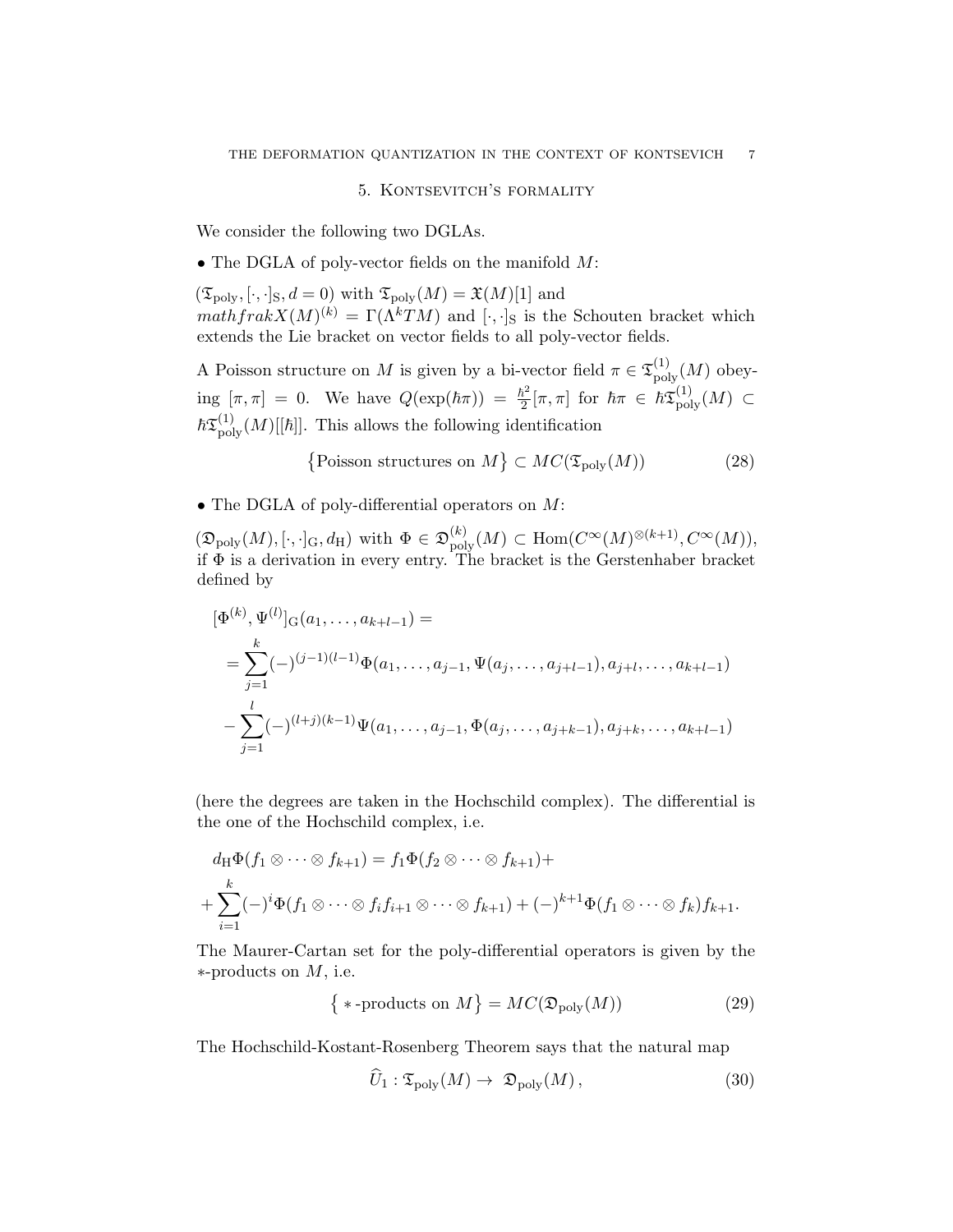## 5. Kontsevitch's formality

We consider the following two DGLAs.

• The DGLA of poly-vector fields on the manifold $M$:

$(\mathfrak{T}_{\mathrm{poly}}, [\cdot,\cdot]_{\mathrm{S}}, d=0)$ with $\mathfrak{T}_{\mathrm{poly}}(M) = \mathfrak{X}(M)[1]$ and $mathfrakX(M)^{(k)} = \Gamma(\Lambda^k TM)$ and $[\cdot,\cdot]_{\mathrm{S}}$ is the Schouten bracket which extends the Lie bracket on vector fields to all poly-vector fields.

A Poisson structure on $M$ is given by a bi-vector field $\pi \in \mathfrak{T}^{(1)}_{\mathrm{poly}}(M)$ obeying $[\pi,\pi] = 0$. We have $Q(\exp(\hbar\pi)) = \frac{\hbar^2}{2}[\pi,\pi]$ for $\hbar\pi \in \hbar\mathfrak{T}^{(1)}_{\mathrm{poly}}(M) \subset \hbar\mathfrak{T}^{(1)}_{\mathrm{poly}}(M)[[\hbar]]$. This allows the following identification

$$\big\{\text{Poisson structures on } M\big\} \subset MC(\mathfrak{T}_{\mathrm{poly}}(M)) \tag{28}$$

• The DGLA of poly-differential operators on $M$:

$(\mathfrak{D}_{\mathrm{poly}}(M), [\cdot,\cdot]_{\mathrm{G}}, d_{\mathrm{H}})$ with $\Phi \in \mathfrak{D}^{(k)}_{\mathrm{poly}}(M) \subset \mathrm{Hom}(C^\infty(M)^{\otimes(k+1)}, C^\infty(M))$, if $\Phi$ is a derivation in every entry. The bracket is the Gerstenhaber bracket defined by

$$\begin{aligned}
&[\Phi^{(k)}, \Psi^{(l)}]_{\mathrm{G}}(a_1,\ldots,a_{k+l-1}) = \\
&= \sum_{j=1}^{k} (-)^{(j-1)(l-1)} \Phi(a_1,\ldots,a_{j-1},\Psi(a_j,\ldots,a_{j+l-1}),a_{j+l},\ldots,a_{k+l-1}) \\
&- \sum_{j=1}^{l} (-)^{(l+j)(k-1)} \Psi(a_1,\ldots,a_{j-1},\Phi(a_j,\ldots,a_{j+k-1}),a_{j+k},\ldots,a_{k+l-1})
\end{aligned}$$

(here the degrees are taken in the Hochschild complex). The differential is the one of the Hochschild complex, i.e.

$$\begin{aligned}
&d_{\mathrm{H}}\Phi(f_1\otimes\cdots\otimes f_{k+1}) = f_1\Phi(f_2\otimes\cdots\otimes f_{k+1}) + \\
&+ \sum_{i=1}^{k} (-)^i \Phi(f_1\otimes\cdots\otimes f_i f_{i+1}\otimes\cdots\otimes f_{k+1}) + (-)^{k+1}\Phi(f_1\otimes\cdots\otimes f_k) f_{k+1}.
\end{aligned}$$

The Maurer-Cartan set for the poly-differential operators is given by the $*$-products on $M$, i.e.

$$\big\{ *\text{-products on } M\big\} = MC(\mathfrak{D}_{\mathrm{poly}}(M)) \tag{29}$$

The Hochschild-Kostant-Rosenberg Theorem says that the natural map

$$\widehat{U}_1 : \mathfrak{T}_{\mathrm{poly}}(M) \to \mathfrak{D}_{\mathrm{poly}}(M)\,, \tag{30}$$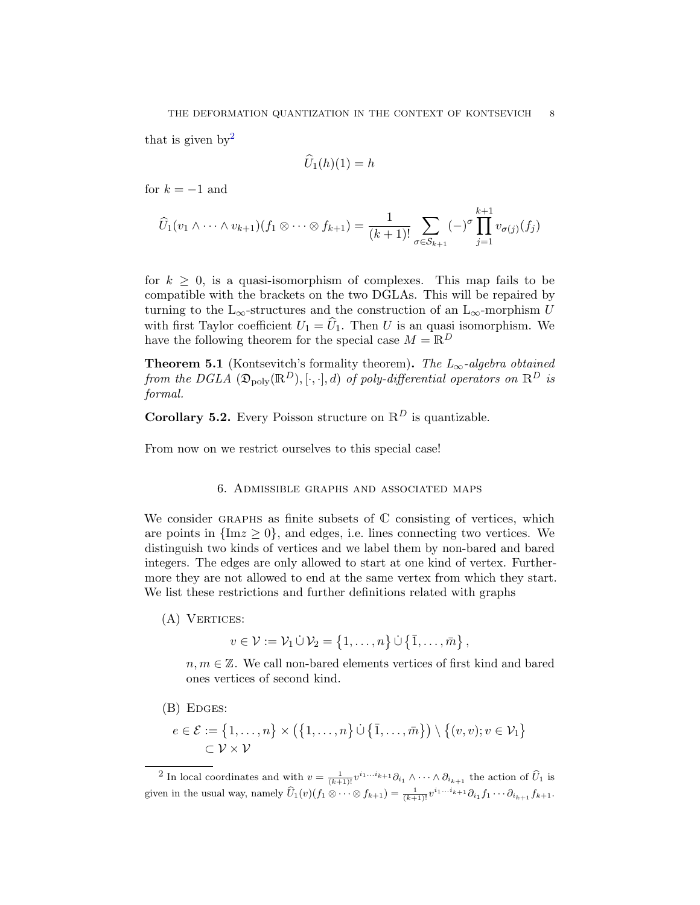that is given by[2]

$$\widehat{U}_1(h)(1) = h$$

for $k = -1$ and

$$\widehat{U}_1(v_1 \wedge \cdots \wedge v_{k+1})(f_1 \otimes \cdots \otimes f_{k+1}) = \frac{1}{(k+1)!} \sum_{\sigma \in \mathcal{S}_{k+1}} (-)^{\sigma} \prod_{j=1}^{k+1} v_{\sigma(j)}(f_j)$$

for $k \geq 0$, is a quasi-isomorphism of complexes. This map fails to be compatible with the brackets on the two DGLAs. This will be repaired by turning to the $\mathrm{L}_\infty$-structures and the construction of an $\mathrm{L}_\infty$-morphism $U$ with first Taylor coefficient $U_1 = \widehat{U}_1$. Then $U$ is an quasi isomorphism. We have the following theorem for the special case $M = \mathbb{R}^D$

**Theorem 5.1** (Kontsevitch's formality theorem)**.** *The $L_\infty$-algebra obtained from the DGLA $(\mathfrak{D}_{\mathrm{poly}}(\mathbb{R}^D), [\cdot,\cdot], d)$ of poly-differential operators on $\mathbb{R}^D$ is formal.*

**Corollary 5.2.** Every Poisson structure on $\mathbb{R}^D$ is quantizable.

From now on we restrict ourselves to this special case!

## 6. Admissible graphs and associated maps

We consider GRAPHS as finite subsets of $\mathbb{C}$ consisting of vertices, which are points in $\{\mathrm{Im} z \geq 0\}$, and edges, i.e. lines connecting two vertices. We distinguish two kinds of vertices and we label them by non-bared and bared integers. The edges are only allowed to start at one kind of vertex. Furthermore they are not allowed to end at the same vertex from which they start. We list these restrictions and further definitions related with graphs

(A) VERTICES:

$$v \in \mathcal{V} := \mathcal{V}_1 \,\dot{\cup}\, \mathcal{V}_2 = \{1, \ldots, n\} \,\dot{\cup}\, \{\bar{1}, \ldots, \bar{m}\},$$

$n, m \in \mathbb{Z}$. We call non-bared elements vertices of first kind and bared ones vertices of second kind.

(B) EDGES:

$$e \in \mathcal{E} := \{1, \ldots, n\} \times (\{1, \ldots, n\} \,\dot{\cup}\, \{\bar{1}, \ldots, \bar{m}\}) \setminus \{(v, v); v \in \mathcal{V}_1\} \subset \mathcal{V} \times \mathcal{V}$$

---

[2] In local coordinates and with $v = \frac{1}{(k+1)!} v^{i_1 \ldots i_{k+1}} \partial_{i_1} \wedge \cdots \wedge \partial_{i_{k+1}}$ the action of $\widehat{U}_1$ is given in the usual way, namely $\widehat{U}_1(v)(f_1 \otimes \cdots \otimes f_{k+1}) = \frac{1}{(k+1)!} v^{i_1 \ldots i_{k+1}} \partial_{i_1} f_1 \cdots \partial_{i_{k+1}} f_{k+1}$.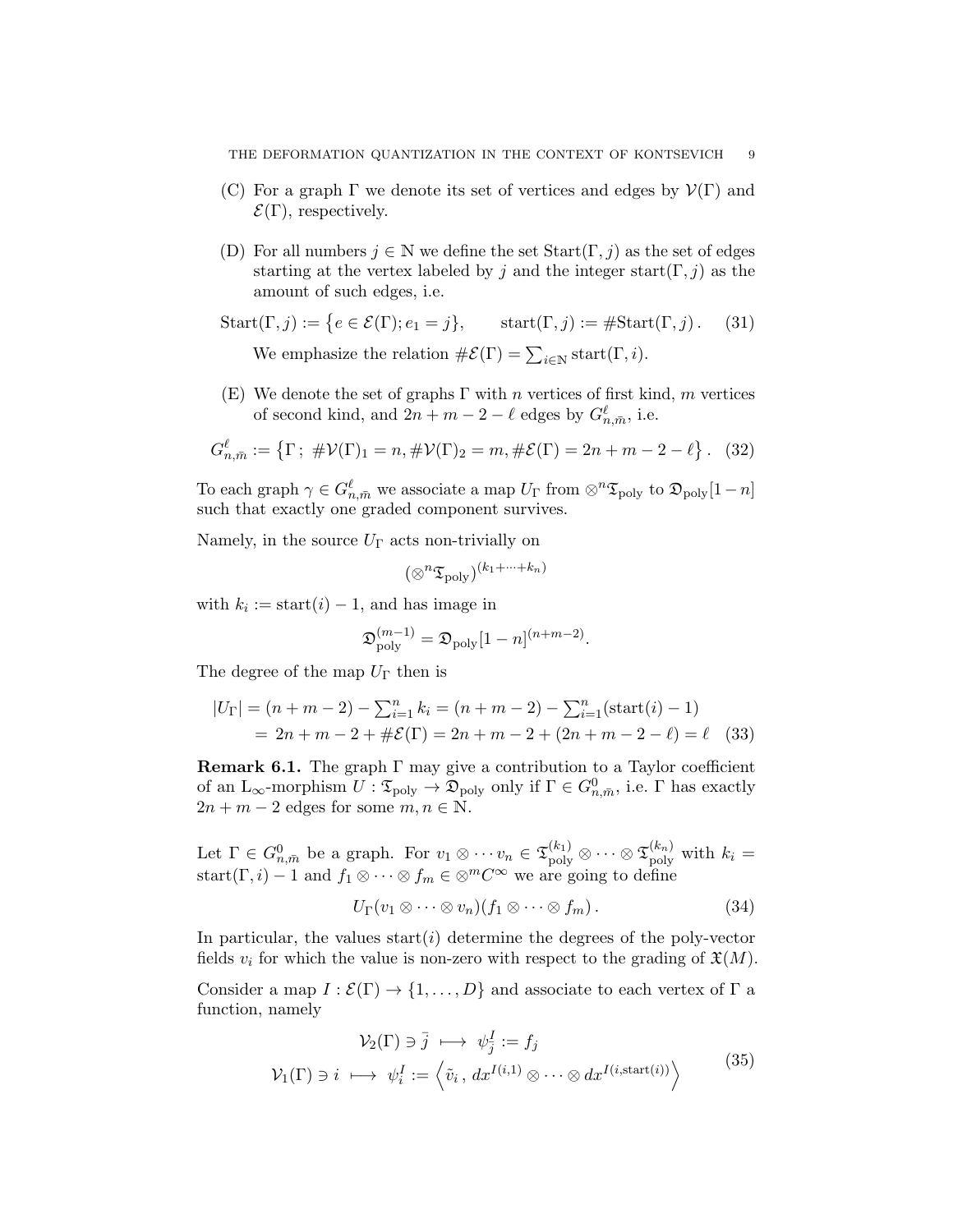(C) For a graph $\Gamma$ we denote its set of vertices and edges by $\mathcal{V}(\Gamma)$ and $\mathcal{E}(\Gamma)$, respectively.

(D) For all numbers $j \in \mathbb{N}$ we define the set $\mathrm{Start}(\Gamma, j)$ as the set of edges starting at the vertex labeled by $j$ and the integer $\mathrm{start}(\Gamma, j)$ as the amount of such edges, i.e.

$$\mathrm{Start}(\Gamma, j) := \{e \in \mathcal{E}(\Gamma); e_1 = j\}, \qquad \mathrm{start}(\Gamma, j) := \#\mathrm{Start}(\Gamma, j)\,. \tag{31}$$

We emphasize the relation $\#\mathcal{E}(\Gamma) = \sum_{i\in\mathbb{N}} \mathrm{start}(\Gamma, i)$.

(E) We denote the set of graphs $\Gamma$ with $n$ vertices of first kind, $m$ vertices of second kind, and $2n + m - 2 - \ell$ edges by $G^{\ell}_{n,\bar{m}}$, i.e.

$$G^{\ell}_{n,\bar{m}} := \{\Gamma;\ \#\mathcal{V}(\Gamma)_1 = n, \#\mathcal{V}(\Gamma)_2 = m, \#\mathcal{E}(\Gamma) = 2n + m - 2 - \ell\}\,. \tag{32}$$

To each graph $\gamma \in G^{\ell}_{n,\bar{m}}$ we associate a map $U_\Gamma$ from $\otimes^n \mathfrak{T}_{\mathrm{poly}}$ to $\mathfrak{D}_{\mathrm{poly}}[1-n]$ such that exactly one graded component survives.

Namely, in the source $U_\Gamma$ acts non-trivially on

$$(\otimes^n \mathfrak{T}_{\mathrm{poly}})^{(k_1+\cdots+k_n)}$$

with $k_i := \mathrm{start}(i) - 1$, and has image in

$$\mathfrak{D}^{(m-1)}_{\mathrm{poly}} = \mathfrak{D}_{\mathrm{poly}}[1-n]^{(n+m-2)}.$$

The degree of the map $U_\Gamma$ then is

$$\begin{aligned}|U_\Gamma| &= (n + m - 2) - \textstyle\sum_{i=1}^n k_i = (n + m - 2) - \sum_{i=1}^n(\mathrm{start}(i) - 1)\\ &= 2n + m - 2 + \#\mathcal{E}(\Gamma) = 2n + m - 2 + (2n + m - 2 - \ell) = \ell\end{aligned} \tag{33}$$

**Remark 6.1.** The graph $\Gamma$ may give a contribution to a Taylor coefficient of an $\mathrm{L}_\infty$-morphism $U : \mathfrak{T}_{\mathrm{poly}} \to \mathfrak{D}_{\mathrm{poly}}$ only if $\Gamma \in G^0_{n,\bar{m}}$, i.e. $\Gamma$ has exactly $2n + m - 2$ edges for some $m, n \in \mathbb{N}$.

Let $\Gamma \in G^0_{n,\bar{m}}$ be a graph. For $v_1 \otimes \cdots v_n \in \mathfrak{T}^{(k_1)}_{\mathrm{poly}} \otimes \cdots \otimes \mathfrak{T}^{(k_n)}_{\mathrm{poly}}$ with $k_i = \mathrm{start}(\Gamma, i) - 1$ and $f_1 \otimes \cdots \otimes f_m \in \otimes^m C^\infty$ we are going to define

$$U_\Gamma(v_1 \otimes \cdots \otimes v_n)(f_1 \otimes \cdots \otimes f_m)\,. \tag{34}$$

In particular, the values $\mathrm{start}(i)$ determine the degrees of the poly-vector fields $v_i$ for which the value is non-zero with respect to the grading of $\mathfrak{X}(M)$.

Consider a map $I : \mathcal{E}(\Gamma) \to \{1, \ldots, D\}$ and associate to each vertex of $\Gamma$ a function, namely

$$\begin{aligned}\mathcal{V}_2(\Gamma) \ni \bar{j} &\longmapsto \psi^I_{\bar{j}} := f_j\\ \mathcal{V}_1(\Gamma) \ni i &\longmapsto \psi^I_i := \left\langle \tilde{v}_i\,,\, dx^{I(i,1)} \otimes \cdots \otimes dx^{I(i,\mathrm{start}(i))}\right\rangle\end{aligned} \tag{35}$$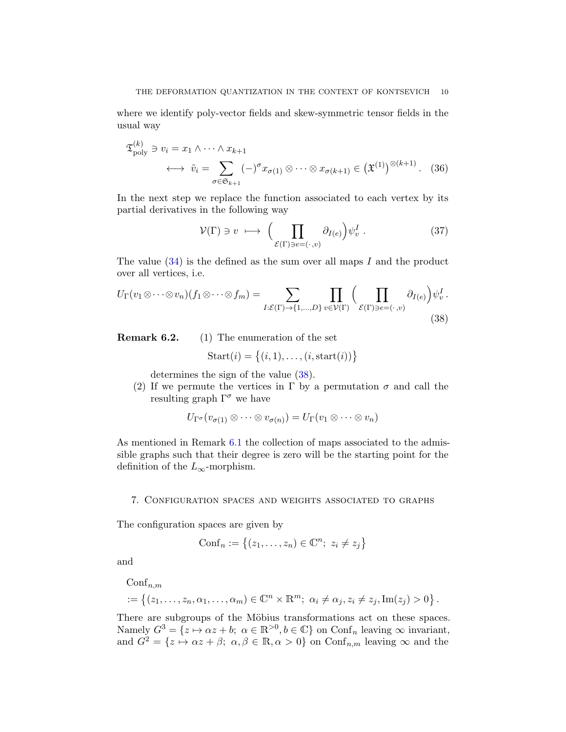where we identify poly-vector fields and skew-symmetric tensor fields in the usual way

$$
\begin{aligned}
\mathfrak{T}^{(k)}_{\text{poly}} \ni v_i &= x_1 \wedge \cdots \wedge x_{k+1} \\
&\longleftrightarrow \; \tilde{v}_i = \sum_{\sigma \in \mathfrak{S}_{k+1}} (-)^{\sigma} x_{\sigma(1)} \otimes \cdots \otimes x_{\sigma(k+1)} \in \left(\mathfrak{X}^{(1)}\right)^{\otimes(k+1)} . \quad (36)
\end{aligned}
$$

In the next step we replace the function associated to each vertex by its partial derivatives in the following way

$$
\mathcal{V}(\Gamma) \ni v \;\longmapsto\; \Big( \prod_{\mathcal{E}(\Gamma) \ni e = (\cdot\,, v)} \partial_{I(e)} \Big) \psi^I_v \,. \quad (37)
$$

The value (34) is the defined as the sum over all maps $I$ and the product over all vertices, i.e.

$$
U_\Gamma(v_1 \otimes \cdots \otimes v_n)(f_1 \otimes \cdots \otimes f_m) = \sum_{I: \mathcal{E}(\Gamma) \to \{1, \ldots, D\}} \prod_{v \in \mathcal{V}(\Gamma)} \Big( \prod_{\mathcal{E}(\Gamma) \ni e = (\cdot\,, v)} \partial_{I(e)} \Big) \psi^I_v \,. \quad (38)
$$

**Remark 6.2.** (1) The enumeration of the set

$$
\text{Start}(i) = \big\{(i, 1), \ldots, (i, \text{start}(i))\big\}
$$

determines the sign of the value (38).

(2) If we permute the vertices in $\Gamma$ by a permutation $\sigma$ and call the resulting graph $\Gamma^\sigma$ we have

$$
U_{\Gamma^\sigma}(v_{\sigma(1)} \otimes \cdots \otimes v_{\sigma(n)}) = U_\Gamma(v_1 \otimes \cdots \otimes v_n)
$$

As mentioned in Remark 6.1 the collection of maps associated to the admissible graphs such that their degree is zero will be the starting point for the definition of the $L_\infty$-morphism.

## 7. Configuration spaces and weights associated to graphs

The configuration spaces are given by

$$
\text{Conf}_n := \big\{(z_1, \ldots, z_n) \in \mathbb{C}^n;\; z_i \neq z_j\big\}
$$

and

$$
\begin{aligned}
&\text{Conf}_{n,m} \\
&:= \big\{(z_1, \ldots, z_n, \alpha_1, \ldots, \alpha_m) \in \mathbb{C}^n \times \mathbb{R}^m;\; \alpha_i \neq \alpha_j, z_i \neq z_j, \text{Im}(z_j) > 0\big\}.
\end{aligned}
$$

There are subgroups of the Möbius transformations act on these spaces. Namely $G^3 = \{z \mapsto \alpha z + b;\; \alpha \in \mathbb{R}^{>0}, b \in \mathbb{C}\}$ on $\text{Conf}_n$ leaving $\infty$ invariant, and $G^2 = \{z \mapsto \alpha z + \beta;\; \alpha, \beta \in \mathbb{R}, \alpha > 0\}$ on $\text{Conf}_{n,m}$ leaving $\infty$ and the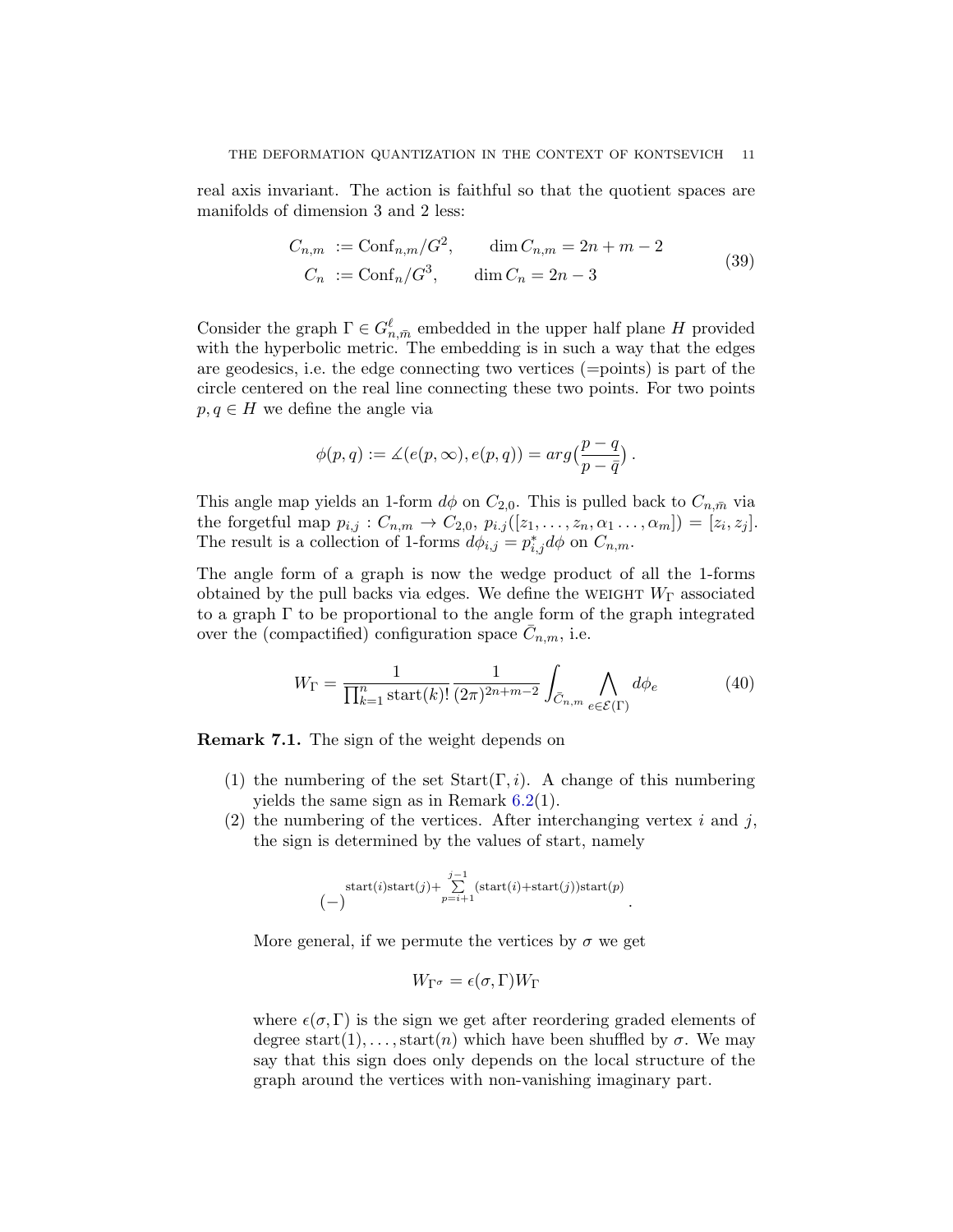real axis invariant. The action is faithful so that the quotient spaces are manifolds of dimension 3 and 2 less:

$$
\begin{aligned}
C_{n,m} &:= \mathrm{Conf}_{n,m}/G^2, \qquad \dim C_{n,m} = 2n+m-2 \\
C_n &:= \mathrm{Conf}_n/G^3, \qquad \dim C_n = 2n-3
\end{aligned} \tag{39}
$$

Consider the graph $\Gamma \in G^{\ell}_{n,\bar{m}}$ embedded in the upper half plane $H$ provided with the hyperbolic metric. The embedding is in such a way that the edges are geodesics, i.e. the edge connecting two vertices (=points) is part of the circle centered on the real line connecting these two points. For two points $p, q \in H$ we define the angle via

$$
\phi(p,q) := \measuredangle(e(p,\infty), e(p,q)) = arg\big(\frac{p-q}{p-\bar{q}}\big)\,.
$$

This angle map yields an 1-form $d\phi$ on $C_{2,0}$. This is pulled back to $C_{n,\bar{m}}$ via the forgetful map $p_{i,j} : C_{n,m} \to C_{2,0}$, $p_{i.j}([z_1,\ldots,z_n,\alpha_1\ldots,\alpha_m]) = [z_i,z_j]$. The result is a collection of 1-forms $d\phi_{i,j} = p^*_{i,j}d\phi$ on $C_{n,m}$.

The angle form of a graph is now the wedge product of all the 1-forms obtained by the pull backs via edges. We define the WEIGHT $W_\Gamma$ associated to a graph $\Gamma$ to be proportional to the angle form of the graph integrated over the (compactified) configuration space $\bar{C}_{n,m}$, i.e.

$$
W_\Gamma = \frac{1}{\prod_{k=1}^n \mathrm{start}(k)!}\frac{1}{(2\pi)^{2n+m-2}}\int_{\bar{C}_{n,m}} \bigwedge_{e\in\mathcal{E}(\Gamma)} d\phi_e \tag{40}
$$

**Remark 7.1.** The sign of the weight depends on

1. the numbering of the set $\mathrm{Start}(\Gamma, i)$. A change of this numbering yields the same sign as in Remark 6.2(1).
2. the numbering of the vertices. After interchanging vertex $i$ and $j$, the sign is determined by the values of start, namely

   $$
   (-)^{\mathrm{start}(i)\mathrm{start}(j)+\sum\limits_{p=i+1}^{j-1}(\mathrm{start}(i)+\mathrm{start}(j))\mathrm{start}(p)}.
   $$

   More general, if we permute the vertices by $\sigma$ we get

   $$
   W_{\Gamma^\sigma} = \epsilon(\sigma,\Gamma)W_\Gamma
   $$

   where $\epsilon(\sigma,\Gamma)$ is the sign we get after reordering graded elements of degree $\mathrm{start}(1),\ldots,\mathrm{start}(n)$ which have been shuffled by $\sigma$. We may say that this sign does only depends on the local structure of the graph around the vertices with non-vanishing imaginary part.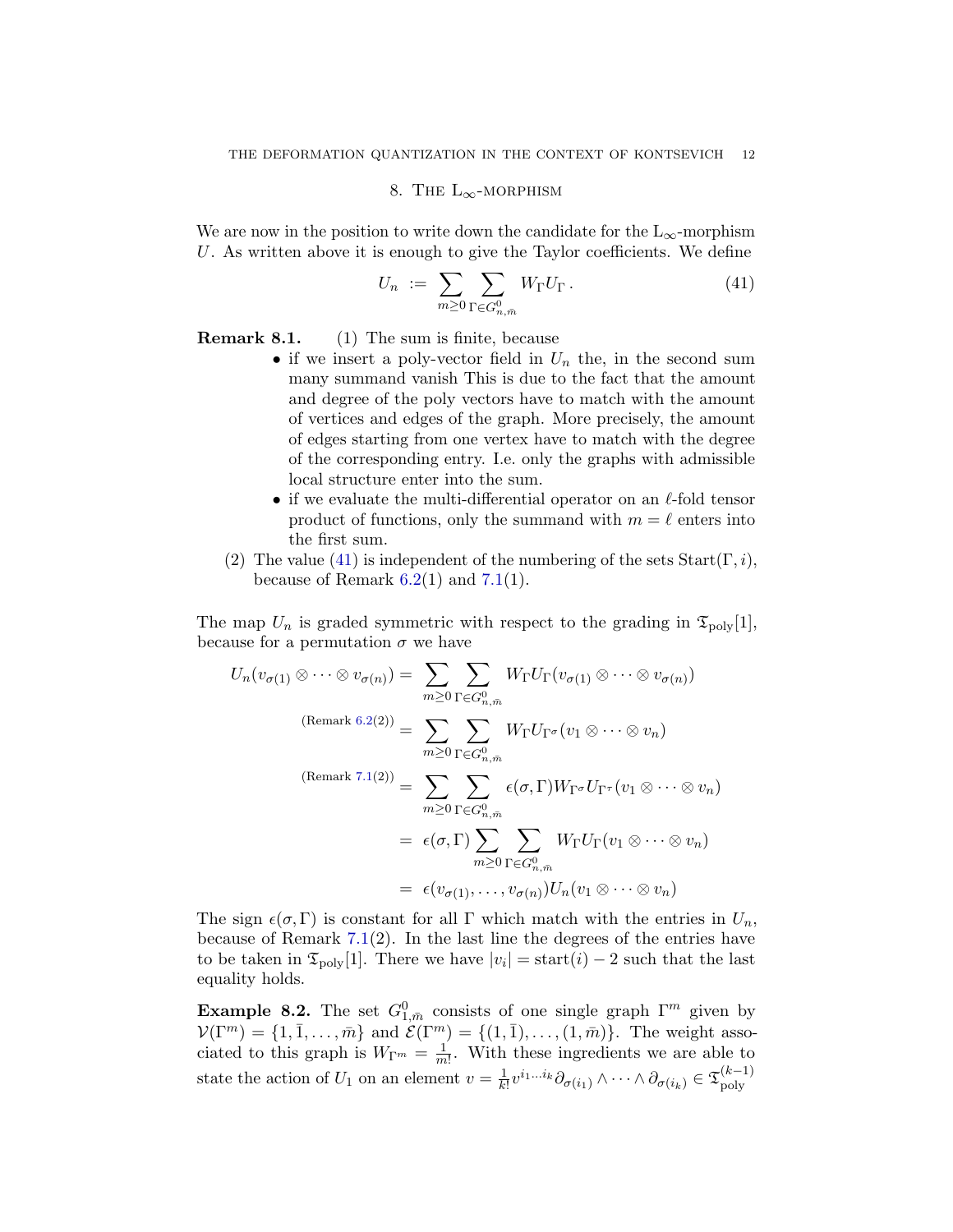## 8. The $L_\infty$-morphism

We are now in the position to write down the candidate for the $L_\infty$-morphism $U$. As written above it is enough to give the Taylor coefficients. We define

$$U_n \;:=\; \sum_{m\geq 0}\sum_{\Gamma\in G^0_{n,\bar m}} W_\Gamma U_\Gamma\,. \tag{41}$$

**Remark 8.1.** (1) The sum is finite, because

- if we insert a poly-vector field in $U_n$ the, in the second sum many summand vanish This is due to the fact that the amount and degree of the poly vectors have to match with the amount of vertices and edges of the graph. More precisely, the amount of edges starting from one vertex have to match with the degree of the corresponding entry. I.e. only the graphs with admissible local structure enter into the sum.
- if we evaluate the multi-differential operator on an $\ell$-fold tensor product of functions, only the summand with $m=\ell$ enters into the first sum.

(2) The value (41) is independent of the numbering of the sets $\mathrm{Start}(\Gamma,i)$, because of Remark 6.2(1) and 7.1(1).

The map $U_n$ is graded symmetric with respect to the grading in $\mathfrak{T}_{\mathrm{poly}}[1]$, because for a permutation $\sigma$ we have

$$\begin{aligned}
U_n(v_{\sigma(1)}\otimes\cdots\otimes v_{\sigma(n)}) &= \sum_{m\geq 0}\sum_{\Gamma\in G^0_{n,\bar m}} W_\Gamma U_\Gamma(v_{\sigma(1)}\otimes\cdots\otimes v_{\sigma(n)})\\
\overset{\text{(Remark 6.2(2))}}{=} &\sum_{m\geq 0}\sum_{\Gamma\in G^0_{n,\bar m}} W_\Gamma U_{\Gamma^\sigma}(v_1\otimes\cdots\otimes v_n)\\
\overset{\text{(Remark 7.1(2))}}{=} &\sum_{m\geq 0}\sum_{\Gamma\in G^0_{n,\bar m}} \epsilon(\sigma,\Gamma) W_{\Gamma^\sigma} U_{\Gamma^\tau}(v_1\otimes\cdots\otimes v_n)\\
&= \epsilon(\sigma,\Gamma)\sum_{m\geq 0}\sum_{\Gamma\in G^0_{n,\bar m}} W_\Gamma U_\Gamma(v_1\otimes\cdots\otimes v_n)\\
&= \epsilon(v_{\sigma(1)},\ldots,v_{\sigma(n)})U_n(v_1\otimes\cdots\otimes v_n)
\end{aligned}$$

The sign $\epsilon(\sigma,\Gamma)$ is constant for all $\Gamma$ which match with the entries in $U_n$, because of Remark 7.1(2). In the last line the degrees of the entries have to be taken in $\mathfrak{T}_{\mathrm{poly}}[1]$. There we have $|v_i| = \mathrm{start}(i)-2$ such that the last equality holds.

**Example 8.2.** The set $G^0_{1,\bar m}$ consists of one single graph $\Gamma^m$ given by $\mathcal{V}(\Gamma^m)=\{1,\bar 1,\ldots,\bar m\}$ and $\mathcal{E}(\Gamma^m)=\{(1,\bar 1),\ldots,(1,\bar m)\}$. The weight associated to this graph is $W_{\Gamma^m}=\frac{1}{m!}$. With these ingredients we are able to state the action of $U_1$ on an element $v=\frac{1}{k!}v^{i_1\ldots i_k}\partial_{\sigma(i_1)}\wedge\cdots\wedge\partial_{\sigma(i_k)}\in\mathfrak{T}^{(k-1)}_{\mathrm{poly}}$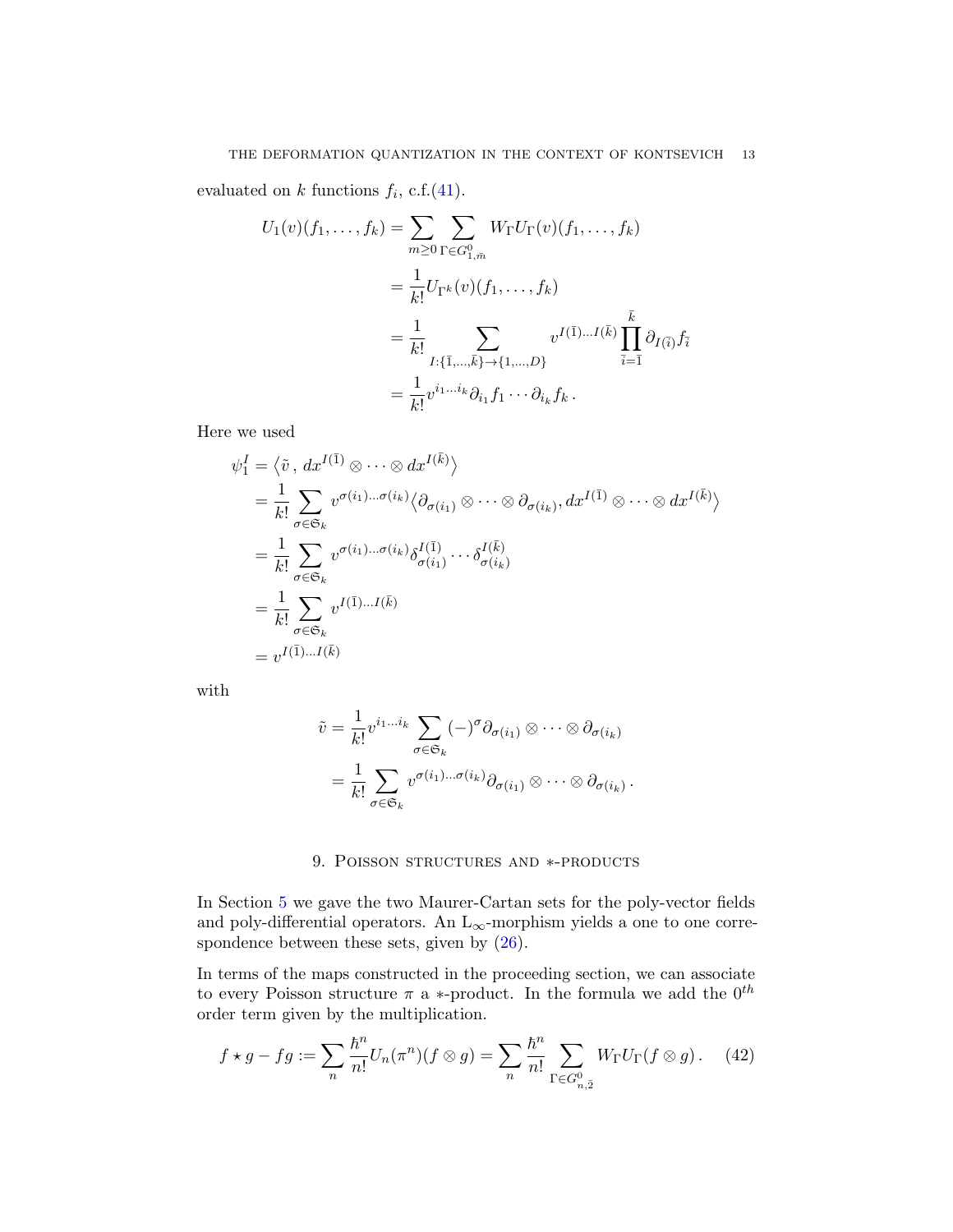evaluated on $k$ functions $f_i$, c.f.(41).

$$
\begin{aligned}
U_1(v)(f_1,\dots,f_k) &= \sum_{m\geq 0}\sum_{\Gamma\in G^0_{1,\bar{m}}} W_\Gamma U_\Gamma(v)(f_1,\dots,f_k)\\
&= \frac{1}{k!} U_{\Gamma^k}(v)(f_1,\dots,f_k)\\
&= \frac{1}{k!} \sum_{I:\{\bar{1},\dots,\bar{k}\}\to\{1,\dots,D\}} v^{I(\bar{1})\dots I(\bar{k})} \prod_{\bar{i}=\bar{1}}^{\bar{k}} \partial_{I(\bar{i})} f_{\bar{i}}\\
&= \frac{1}{k!} v^{i_1\dots i_k}\partial_{i_1} f_1\cdots\partial_{i_k} f_k\,.
\end{aligned}
$$

Here we used

$$
\begin{aligned}
\psi_1^I &= \left\langle \tilde{v}\,,\, dx^{I(\bar{1})}\otimes\cdots\otimes dx^{I(\bar{k})}\right\rangle\\
&= \frac{1}{k!}\sum_{\sigma\in\mathfrak{S}_k} v^{\sigma(i_1)\dots\sigma(i_k)}\left\langle \partial_{\sigma(i_1)}\otimes\cdots\otimes\partial_{\sigma(i_k)}, dx^{I(\bar{1})}\otimes\cdots\otimes dx^{I(\bar{k})}\right\rangle\\
&= \frac{1}{k!}\sum_{\sigma\in\mathfrak{S}_k} v^{\sigma(i_1)\dots\sigma(i_k)}\delta^{I(\bar{1})}_{\sigma(i_1)}\cdots\delta^{I(\bar{k})}_{\sigma(i_k)}\\
&= \frac{1}{k!}\sum_{\sigma\in\mathfrak{S}_k} v^{I(\bar{1})\dots I(\bar{k})}\\
&= v^{I(\bar{1})\dots I(\bar{k})}
\end{aligned}
$$

with

$$
\begin{aligned}
\tilde{v} &= \frac{1}{k!} v^{i_1\dots i_k}\sum_{\sigma\in\mathfrak{S}_k}(-)^\sigma \partial_{\sigma(i_1)}\otimes\cdots\otimes\partial_{\sigma(i_k)}\\
&= \frac{1}{k!}\sum_{\sigma\in\mathfrak{S}_k} v^{\sigma(i_1)\dots\sigma(i_k)}\partial_{\sigma(i_1)}\otimes\cdots\otimes\partial_{\sigma(i_k)}\,.
\end{aligned}
$$

## 9. Poisson structures and $*$-products

In Section 5 we gave the two Maurer-Cartan sets for the poly-vector fields and poly-differential operators. An $L_\infty$-morphism yields a one to one correspondence between these sets, given by (26).

In terms of the maps constructed in the proceeding section, we can associate to every Poisson structure $\pi$ a $*$-product. In the formula we add the $0^{th}$ order term given by the multiplication.

$$
f\star g - fg := \sum_n \frac{\hbar^n}{n!} U_n(\pi^n)(f\otimes g) = \sum_n \frac{\hbar^n}{n!}\sum_{\Gamma\in G^0_{n,\bar{2}}} W_\Gamma U_\Gamma(f\otimes g)\,. \quad (42)
$$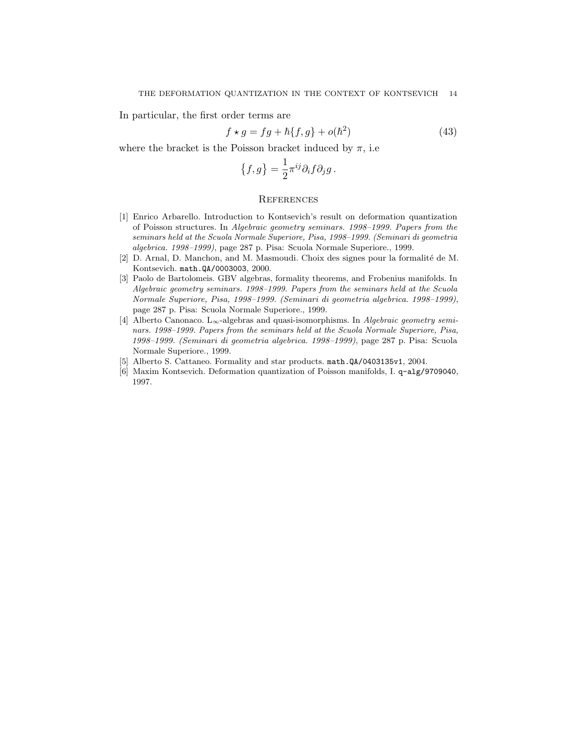In particular, the first order terms are

$$f \star g = fg + \hbar\{f, g\} + o(\hbar^2) \tag{43}$$

where the bracket is the Poisson bracket induced by $\pi$, i.e

$$\big\{f, g\big\} = \frac{1}{2}\pi^{ij}\partial_i f \partial_j g\,.$$

## References

[1] Enrico Arbarello. Introduction to Kontsevich's result on deformation quantization of Poisson structures. In *Algebraic geometry seminars. 1998–1999. Papers from the seminars held at the Scuola Normale Superiore, Pisa, 1998–1999. (Seminari di geometria algebrica. 1998–1999)*, page 287 p. Pisa: Scuola Normale Superiore., 1999.

[2] D. Arnal, D. Manchon, and M. Masmoudi. Choix des signes pour la formalité de M. Kontsevich. `math.QA/0003003`, 2000.

[3] Paolo de Bartolomeis. GBV algebras, formality theorems, and Frobenius manifolds. In *Algebraic geometry seminars. 1998–1999. Papers from the seminars held at the Scuola Normale Superiore, Pisa, 1998–1999. (Seminari di geometria algebrica. 1998–1999)*, page 287 p. Pisa: Scuola Normale Superiore., 1999.

[4] Alberto Canonaco. $L_\infty$-algebras and quasi-isomorphisms. In *Algebraic geometry seminars. 1998–1999. Papers from the seminars held at the Scuola Normale Superiore, Pisa, 1998–1999. (Seminari di geometria algebrica. 1998–1999)*, page 287 p. Pisa: Scuola Normale Superiore., 1999.

[5] Alberto S. Cattaneo. Formality and star products. `math.QA/0403135v1`, 2004.

[6] Maxim Kontsevich. Deformation quantization of Poisson manifolds, I. `q-alg/9709040`, 1997.